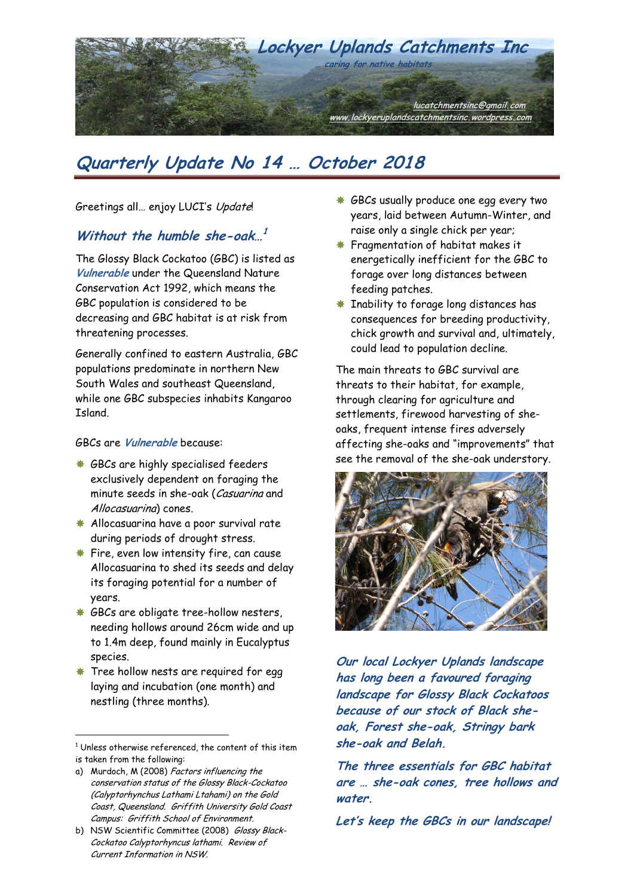# Lockyer Uplands Catchments Inc

*... caring for native habitats*

lucatchmentsinc@gmail.com
www.lockyeruplandscatchmentsinc.wordpress.com

## Quarterly Update No 14 … October 2018

Greetings all… enjoy LUCI's *Update*!

### Without the humble she-oak…[1]

The Glossy Black Cockatoo (GBC) is listed as ***Vulnerable*** under the Queensland Nature Conservation Act 1992, which means the GBC population is considered to be decreasing and GBC habitat is at risk from threatening processes.

Generally confined to eastern Australia, GBC populations predominate in northern New South Wales and southeast Queensland, while one GBC subspecies inhabits Kangaroo Island.

GBCs are ***Vulnerable*** because:

- GBCs are highly specialised feeders exclusively dependent on foraging the minute seeds in she-oak (*Casuarina* and *Allocasuarina*) cones.
- Allocasuarina have a poor survival rate during periods of drought stress.
- Fire, even low intensity fire, can cause Allocasuarina to shed its seeds and delay its foraging potential for a number of years.
- GBCs are obligate tree-hollow nesters, needing hollows around 26cm wide and up to 1.4m deep, found mainly in Eucalyptus species.
- Tree hollow nests are required for egg laying and incubation (one month) and nestling (three months).
- GBCs usually produce one egg every two years, laid between Autumn-Winter, and raise only a single chick per year;
- Fragmentation of habitat makes it energetically inefficient for the GBC to forage over long distances between feeding patches.
- Inability to forage long distances has consequences for breeding productivity, chick growth and survival and, ultimately, could lead to population decline.

The main threats to GBC survival are threats to their habitat, for example, through clearing for agriculture and settlements, firewood harvesting of she-oaks, frequent intense fires adversely affecting she-oaks and "improvements" that see the removal of the she-oak understory.

***Our local Lockyer Uplands landscape has long been a favoured foraging landscape for Glossy Black Cockatoos because of our stock of Black she-oak, Forest she-oak, Stringy bark she-oak and Belah.***

***The three essentials for GBC habitat are … she-oak cones, tree hollows and water.***

***Let's keep the GBCs in our landscape!***

---

[1] Unless otherwise referenced, the content of this item is taken from the following:

a) Murdoch, M (2008) *Factors influencing the conservation status of the Glossy Black-Cockatoo (Calyptorhynchus Lathami Ltahami) on the Gold Coast, Queensland. Griffith University Gold Coast Campus: Griffith School of Environment.*

b) NSW Scientific Committee (2008) *Glossy Black-Cockatoo Calyptorhyncus lathami. Review of Current Information in NSW.*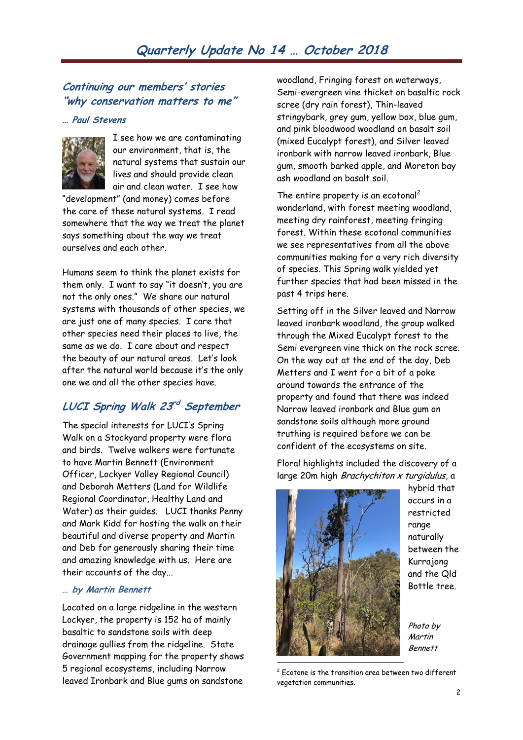# Quarterly Update No 14 … October 2018

## *Continuing our members' stories "why conservation matters to me"*

*… Paul Stevens*

I see how we are contaminating our environment, that is, the natural systems that sustain our lives and should provide clean air and clean water. I see how "development" (and money) comes before the care of these natural systems. I read somewhere that the way we treat the planet says something about the way we treat ourselves and each other.

Humans seem to think the planet exists for them only. I want to say "it doesn't, you are not the only ones." We share our natural systems with thousands of other species, we are just one of many species. I care that other species need their places to live, the same as we do. I care about and respect the beauty of our natural areas. Let's look after the natural world because it's the only one we and all the other species have.

## *LUCI Spring Walk 23rd September*

The special interests for LUCI's Spring Walk on a Stockyard property were flora and birds. Twelve walkers were fortunate to have Martin Bennett (Environment Officer, Lockyer Valley Regional Council) and Deborah Metters (Land for Wildlife Regional Coordinator, Healthy Land and Water) as their guides. LUCI thanks Penny and Mark Kidd for hosting the walk on their beautiful and diverse property and Martin and Deb for generously sharing their time and amazing knowledge with us. Here are their accounts of the day...

*… by Martin Bennett*

Located on a large ridgeline in the western Lockyer, the property is 152 ha of mainly basaltic to sandstone soils with deep drainage gullies from the ridgeline. State Government mapping for the property shows 5 regional ecosystems, including Narrow leaved Ironbark and Blue gums on sandstone woodland, Fringing forest on waterways, Semi-evergreen vine thicket on basaltic rock scree (dry rain forest), Thin-leaved stringybark, grey gum, yellow box, blue gum, and pink bloodwood woodland on basalt soil (mixed Eucalypt forest), and Silver leaved ironbark with narrow leaved ironbark, Blue gum, smooth barked apple, and Moreton bay ash woodland on basalt soil.

The entire property is an ecotonal[2] wonderland, with forest meeting woodland, meeting dry rainforest, meeting fringing forest. Within these ecotonal communities we see representatives from all the above communities making for a very rich diversity of species. This Spring walk yielded yet further species that had been missed in the past 4 trips here.

Setting off in the Silver leaved and Narrow leaved ironbark woodland, the group walked through the Mixed Eucalypt forest to the Semi evergreen vine thick on the rock scree. On the way out at the end of the day, Deb Metters and I went for a bit of a poke around towards the entrance of the property and found that there was indeed Narrow leaved ironbark and Blue gum on sandstone soils although more ground truthing is required before we can be confident of the ecosystems on site.

Floral highlights included the discovery of a large 20m high *Brachychiton x turgidulus*, a hybrid that occurs in a restricted range naturally between the Kurrajong and the Qld Bottle tree.

*Photo by Martin Bennett*

[2] Ecotone is the transition area between two different vegetation communities.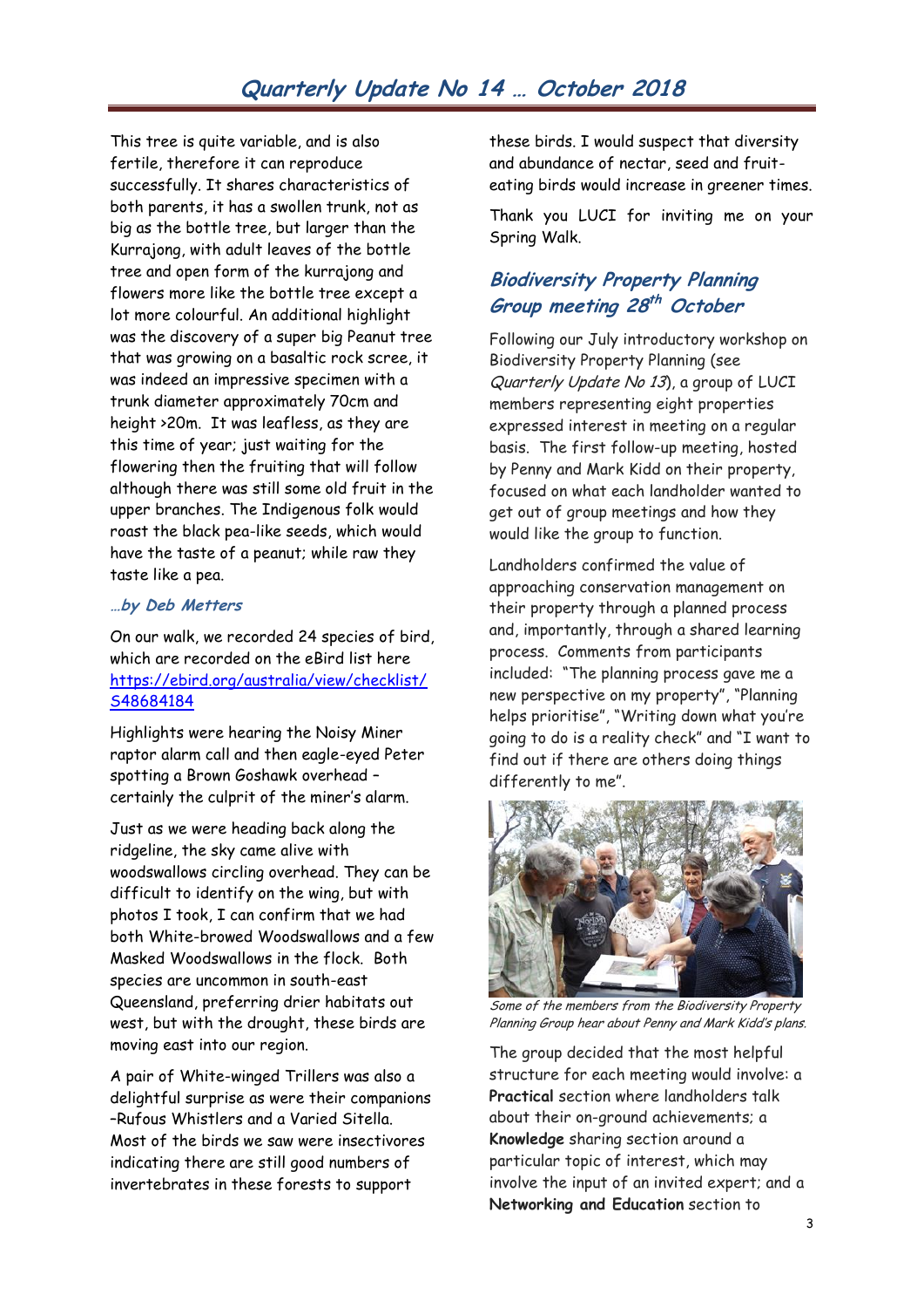This tree is quite variable, and is also fertile, therefore it can reproduce successfully. It shares characteristics of both parents, it has a swollen trunk, not as big as the bottle tree, but larger than the Kurrajong, with adult leaves of the bottle tree and open form of the kurrajong and flowers more like the bottle tree except a lot more colourful. An additional highlight was the discovery of a super big Peanut tree that was growing on a basaltic rock scree, it was indeed an impressive specimen with a trunk diameter approximately 70cm and height >20m. It was leafless, as they are this time of year; just waiting for the flowering then the fruiting that will follow although there was still some old fruit in the upper branches. The Indigenous folk would roast the black pea-like seeds, which would have the taste of a peanut; while raw they taste like a pea.

*…by Deb Metters*

On our walk, we recorded 24 species of bird, which are recorded on the eBird list here https://ebird.org/australia/view/checklist/S48684184

Highlights were hearing the Noisy Miner raptor alarm call and then eagle-eyed Peter spotting a Brown Goshawk overhead – certainly the culprit of the miner's alarm.

Just as we were heading back along the ridgeline, the sky came alive with woodswallows circling overhead. They can be difficult to identify on the wing, but with photos I took, I can confirm that we had both White-browed Woodswallows and a few Masked Woodswallows in the flock. Both species are uncommon in south-east Queensland, preferring drier habitats out west, but with the drought, these birds are moving east into our region.

A pair of White-winged Trillers was also a delightful surprise as were their companions –Rufous Whistlers and a Varied Sitella. Most of the birds we saw were insectivores indicating there are still good numbers of invertebrates in these forests to support these birds. I would suspect that diversity and abundance of nectar, seed and fruit-eating birds would increase in greener times.

Thank you LUCI for inviting me on your Spring Walk.

## Biodiversity Property Planning Group meeting 28th October

Following our July introductory workshop on Biodiversity Property Planning (see *Quarterly Update No 13*), a group of LUCI members representing eight properties expressed interest in meeting on a regular basis. The first follow-up meeting, hosted by Penny and Mark Kidd on their property, focused on what each landholder wanted to get out of group meetings and how they would like the group to function.

Landholders confirmed the value of approaching conservation management on their property through a planned process and, importantly, through a shared learning process. Comments from participants included: "The planning process gave me a new perspective on my property", "Planning helps prioritise", "Writing down what you're going to do is a reality check" and "I want to find out if there are others doing things differently to me".

*Some of the members from the Biodiversity Property Planning Group hear about Penny and Mark Kidd's plans.*

The group decided that the most helpful structure for each meeting would involve: a **Practical** section where landholders talk about their on-ground achievements; a **Knowledge** sharing section around a particular topic of interest, which may involve the input of an invited expert; and a **Networking and Education** section to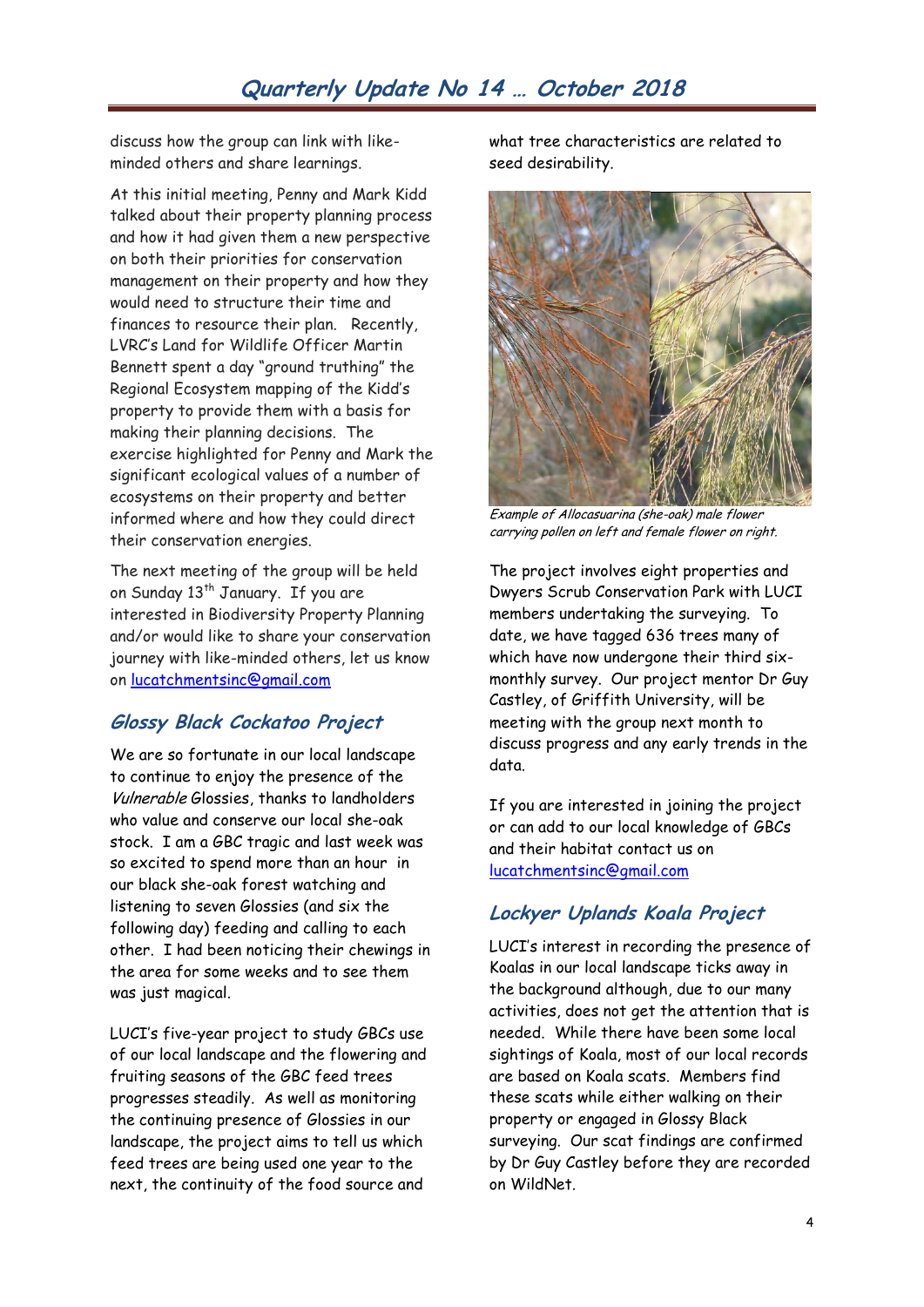discuss how the group can link with like-minded others and share learnings.

At this initial meeting, Penny and Mark Kidd talked about their property planning process and how it had given them a new perspective on both their priorities for conservation management on their property and how they would need to structure their time and finances to resource their plan. Recently, LVRC's Land for Wildlife Officer Martin Bennett spent a day "ground truthing" the Regional Ecosystem mapping of the Kidd's property to provide them with a basis for making their planning decisions. The exercise highlighted for Penny and Mark the significant ecological values of a number of ecosystems on their property and better informed where and how they could direct their conservation energies.

The next meeting of the group will be held on Sunday 13th January. If you are interested in Biodiversity Property Planning and/or would like to share your conservation journey with like-minded others, let us know on lucatchmentsinc@gmail.com

## *Glossy Black Cockatoo Project*

We are so fortunate in our local landscape to continue to enjoy the presence of the *Vulnerable* Glossies, thanks to landholders who value and conserve our local she-oak stock. I am a GBC tragic and last week was so excited to spend more than an hour in our black she-oak forest watching and listening to seven Glossies (and six the following day) feeding and calling to each other. I had been noticing their chewings in the area for some weeks and to see them was just magical.

LUCI's five-year project to study GBCs use of our local landscape and the flowering and fruiting seasons of the GBC feed trees progresses steadily. As well as monitoring the continuing presence of Glossies in our landscape, the project aims to tell us which feed trees are being used one year to the next, the continuity of the food source and what tree characteristics are related to seed desirability.

*Example of Allocasuarina (she-oak) male flower carrying pollen on left and female flower on right.*

The project involves eight properties and Dwyers Scrub Conservation Park with LUCI members undertaking the surveying. To date, we have tagged 636 trees many of which have now undergone their third six-monthly survey. Our project mentor Dr Guy Castley, of Griffith University, will be meeting with the group next month to discuss progress and any early trends in the data.

If you are interested in joining the project or can add to our local knowledge of GBCs and their habitat contact us on lucatchmentsinc@gmail.com

## *Lockyer Uplands Koala Project*

LUCI's interest in recording the presence of Koalas in our local landscape ticks away in the background although, due to our many activities, does not get the attention that is needed. While there have been some local sightings of Koala, most of our local records are based on Koala scats. Members find these scats while either walking on their property or engaged in Glossy Black surveying. Our scat findings are confirmed by Dr Guy Castley before they are recorded on WildNet.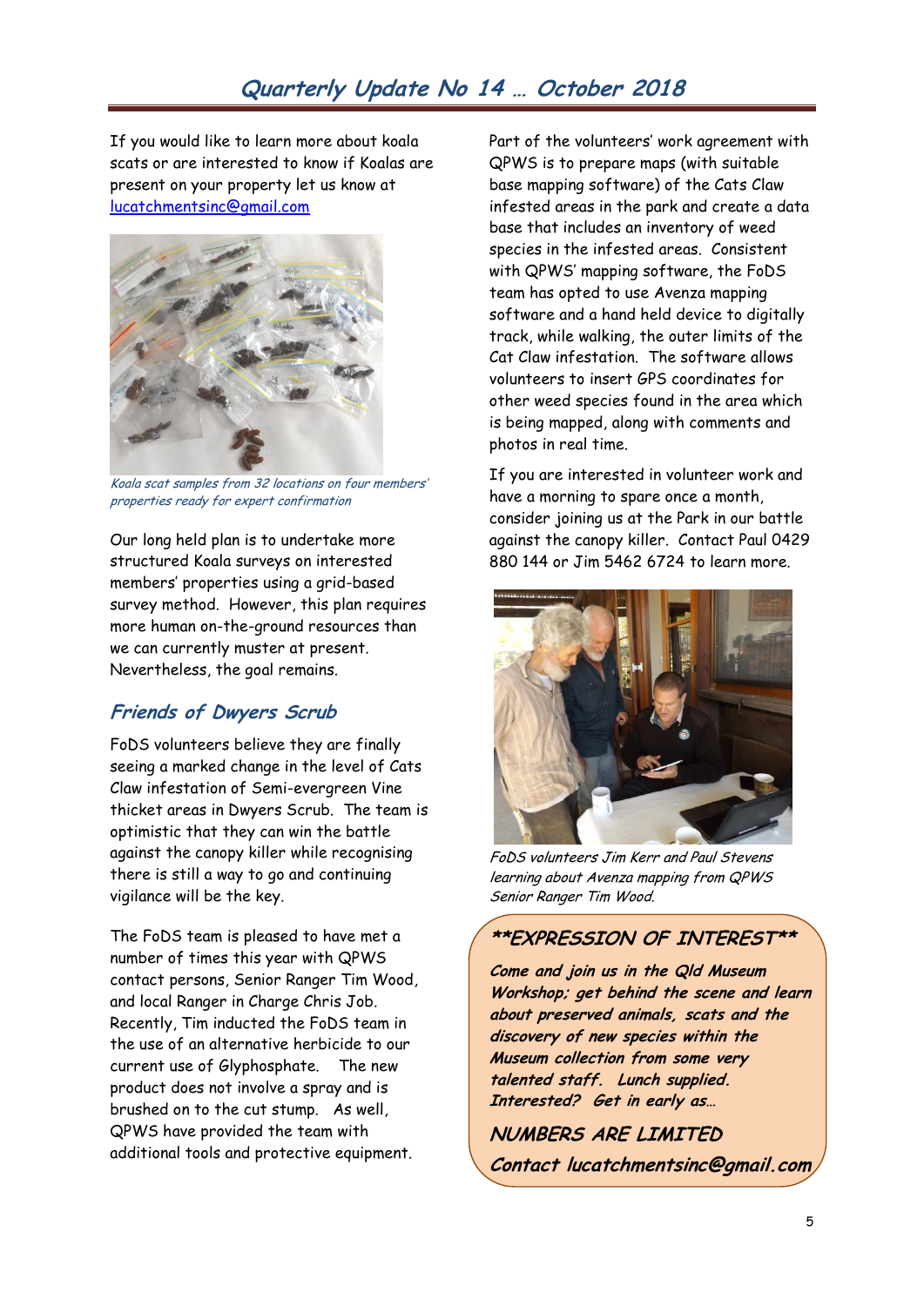If you would like to learn more about koala scats or are interested to know if Koalas are present on your property let us know at lucatchmentsinc@gmail.com

*Koala scat samples from 32 locations on four members' properties ready for expert confirmation*

Our long held plan is to undertake more structured Koala surveys on interested members' properties using a grid-based survey method. However, this plan requires more human on-the-ground resources than we can currently muster at present. Nevertheless, the goal remains.

## Friends of Dwyers Scrub

FoDS volunteers believe they are finally seeing a marked change in the level of Cats Claw infestation of Semi-evergreen Vine thicket areas in Dwyers Scrub. The team is optimistic that they can win the battle against the canopy killer while recognising there is still a way to go and continuing vigilance will be the key.

The FoDS team is pleased to have met a number of times this year with QPWS contact persons, Senior Ranger Tim Wood, and local Ranger in Charge Chris Job. Recently, Tim inducted the FoDS team in the use of an alternative herbicide to our current use of Glyphosphate. The new product does not involve a spray and is brushed on to the cut stump. As well, QPWS have provided the team with additional tools and protective equipment.

Part of the volunteers' work agreement with QPWS is to prepare maps (with suitable base mapping software) of the Cats Claw infested areas in the park and create a data base that includes an inventory of weed species in the infested areas. Consistent with QPWS' mapping software, the FoDS team has opted to use Avenza mapping software and a hand held device to digitally track, while walking, the outer limits of the Cat Claw infestation. The software allows volunteers to insert GPS coordinates for other weed species found in the area which is being mapped, along with comments and photos in real time.

If you are interested in volunteer work and have a morning to spare once a month, consider joining us at the Park in our battle against the canopy killer. Contact Paul 0429 880 144 or Jim 5462 6724 to learn more.

*FoDS volunteers Jim Kerr and Paul Stevens learning about Avenza mapping from QPWS Senior Ranger Tim Wood.*

***EXPRESSION OF INTEREST***

***Come and join us in the Qld Museum Workshop; get behind the scene and learn about preserved animals, scats and the discovery of new species within the Museum collection from some very talented staff. Lunch supplied. Interested? Get in early as…***

***NUMBERS ARE LIMITED***

***Contact lucatchmentsinc@gmail.com***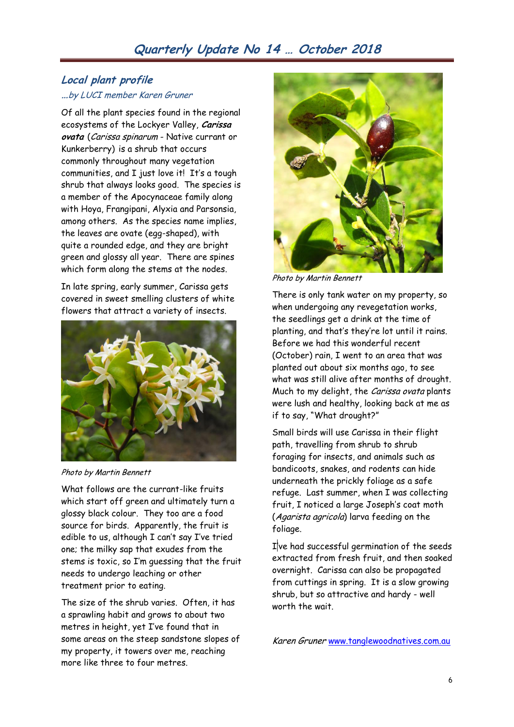## Local plant profile

*...by LUCI member Karen Gruner*

Of all the plant species found in the regional ecosystems of the Lockyer Valley, ***Carissa ovata*** (*Carissa spinarum* - Native currant or Kunkerberry) is a shrub that occurs commonly throughout many vegetation communities, and I just love it! It's a tough shrub that always looks good. The species is a member of the Apocynaceae family along with Hoya, Frangipani, Alyxia and Parsonsia, among others. As the species name implies, the leaves are ovate (egg-shaped), with quite a rounded edge, and they are bright green and glossy all year. There are spines which form along the stems at the nodes.

In late spring, early summer, Carissa gets covered in sweet smelling clusters of white flowers that attract a variety of insects.

*Photo by Martin Bennett*

What follows are the currant-like fruits which start off green and ultimately turn a glossy black colour. They too are a food source for birds. Apparently, the fruit is edible to us, although I can't say I've tried one; the milky sap that exudes from the stems is toxic, so I'm guessing that the fruit needs to undergo leaching or other treatment prior to eating.

The size of the shrub varies. Often, it has a sprawling habit and grows to about two metres in height, yet I've found that in some areas on the steep sandstone slopes of my property, it towers over me, reaching more like three to four metres.

*Photo by Martin Bennett*

There is only tank water on my property, so when undergoing any revegetation works, the seedlings get a drink at the time of planting, and that's they're lot until it rains. Before we had this wonderful recent (October) rain, I went to an area that was planted out about six months ago, to see what was still alive after months of drought. Much to my delight, the *Carissa ovata* plants were lush and healthy, looking back at me as if to say, "What drought?"

Small birds will use Carissa in their flight path, travelling from shrub to shrub foraging for insects, and animals such as bandicoots, snakes, and rodents can hide underneath the prickly foliage as a safe refuge. Last summer, when I was collecting fruit, I noticed a large Joseph's coat moth (*Agarista agricola*) larva feeding on the foliage.

I've had successful germination of the seeds extracted from fresh fruit, and then soaked overnight. Carissa can also be propagated from cuttings in spring. It is a slow growing shrub, but so attractive and hardy - well worth the wait.

*Karen Gruner* www.tanglewoodnatives.com.au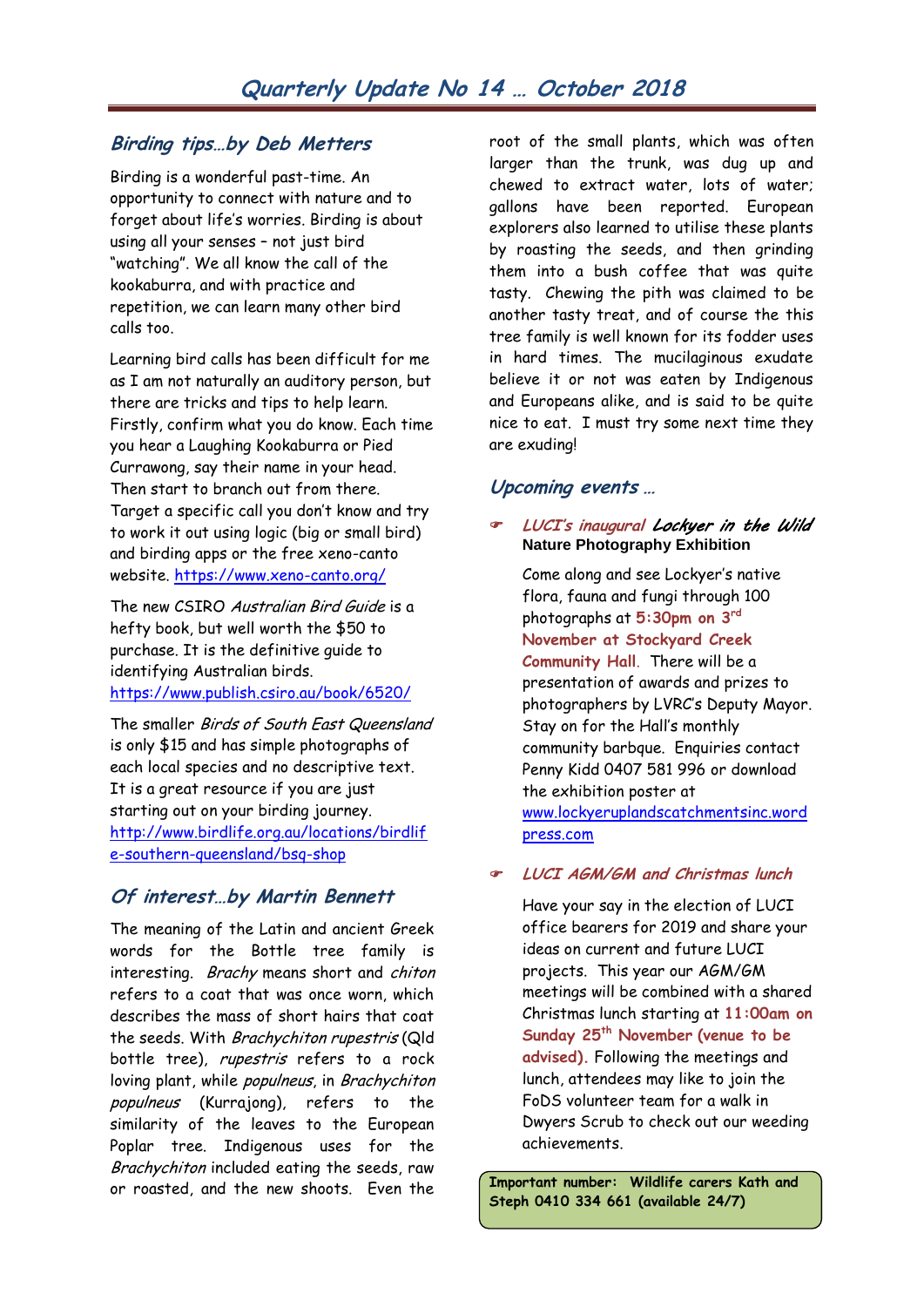# Quarterly Update No 14 … October 2018

## *Birding tips…by Deb Metters*

Birding is a wonderful past-time. An opportunity to connect with nature and to forget about life's worries. Birding is about using all your senses – not just bird "watching". We all know the call of the kookaburra, and with practice and repetition, we can learn many other bird calls too.

Learning bird calls has been difficult for me as I am not naturally an auditory person, but there are tricks and tips to help learn. Firstly, confirm what you do know. Each time you hear a Laughing Kookaburra or Pied Currawong, say their name in your head. Then start to branch out from there. Target a specific call you don't know and try to work it out using logic (big or small bird) and birding apps or the free xeno-canto website. https://www.xeno-canto.org/

The new CSIRO *Australian Bird Guide* is a hefty book, but well worth the $50 to purchase. It is the definitive guide to identifying Australian birds. https://www.publish.csiro.au/book/6520/

The smaller *Birds of South East Queensland* is only $15 and has simple photographs of each local species and no descriptive text. It is a great resource if you are just starting out on your birding journey. http://www.birdlife.org.au/locations/birdlife-southern-queensland/bsq-shop

## *Of interest…by Martin Bennett*

The meaning of the Latin and ancient Greek words for the Bottle tree family is interesting. *Brachy* means short and *chiton* refers to a coat that was once worn, which describes the mass of short hairs that coat the seeds. With *Brachychiton rupestris* (Qld bottle tree), *rupestris* refers to a rock loving plant, while *populneus*, in *Brachychiton populneus* (Kurrajong), refers to the similarity of the leaves to the European Poplar tree. Indigenous uses for the *Brachychiton* included eating the seeds, raw or roasted, and the new shoots. Even the root of the small plants, which was often larger than the trunk, was dug up and chewed to extract water, lots of water; gallons have been reported. European explorers also learned to utilise these plants by roasting the seeds, and then grinding them into a bush coffee that was quite tasty. Chewing the pith was claimed to be another tasty treat, and of course the this tree family is well known for its fodder uses in hard times. The mucilaginous exudate believe it or not was eaten by Indigenous and Europeans alike, and is said to be quite nice to eat. I must try some next time they are exuding!

## *Upcoming events …*

- ***LUCI's inaugural Lockyer in the Wild* Nature Photography Exhibition**

  Come along and see Lockyer's native flora, fauna and fungi through 100 photographs at **5:30pm on 3rd November at Stockyard Creek Community Hall**. There will be a presentation of awards and prizes to photographers by LVRC's Deputy Mayor. Stay on for the Hall's monthly community barbque. Enquiries contact Penny Kidd 0407 581 996 or download the exhibition poster at www.lockyeruplandscatchmentsinc.wordpress.com

- ***LUCI AGM/GM and Christmas lunch***

  Have your say in the election of LUCI office bearers for 2019 and share your ideas on current and future LUCI projects. This year our AGM/GM meetings will be combined with a shared Christmas lunch starting at **11:00am on Sunday 25th November (venue to be advised).** Following the meetings and lunch, attendees may like to join the FoDS volunteer team for a walk in Dwyers Scrub to check out our weeding achievements.

**Important number: Wildlife carers Kath and Steph 0410 334 661 (available 24/7)**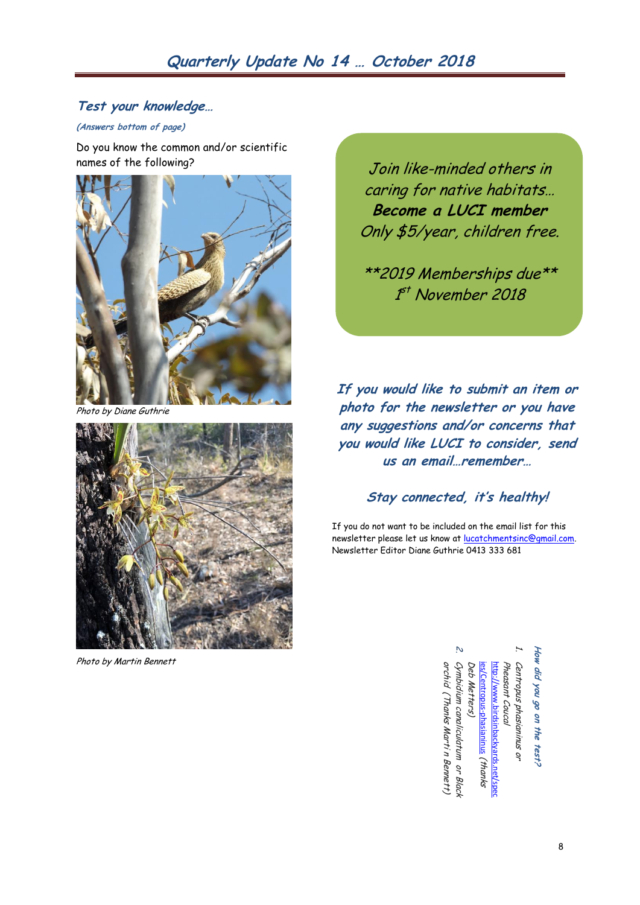## Test your knowledge…

*(Answers bottom of page)*

Do you know the common and/or scientific names of the following?

*Photo by Diane Guthrie*

*Photo by Martin Bennett*

*Join like-minded others in caring for native habitats…*
***Become a LUCI member***
*Only $5/year, children free.*

*\*\*2019 Memberships due\*\**
*1st November 2018*

***If you would like to submit an item or photo for the newsletter or you have any suggestions and/or concerns that you would like LUCI to consider, send us an email…remember…***

***Stay connected, it's healthy!***

If you do not want to be included on the email list for this newsletter please let us know at lucatchmentsinc@gmail.com. Newsletter Editor Diane Guthrie 0413 333 681

***How did you go on the test?***

1. *Centropus phasianinus or Pheasant Coucal* http://www.birdsinbackyards.net/species/Centropus-phasianinus *(thanks Deb Metters)*
2. *Cymbidium canaliculatum or Black orchid (Thanks Martin Bennett)*